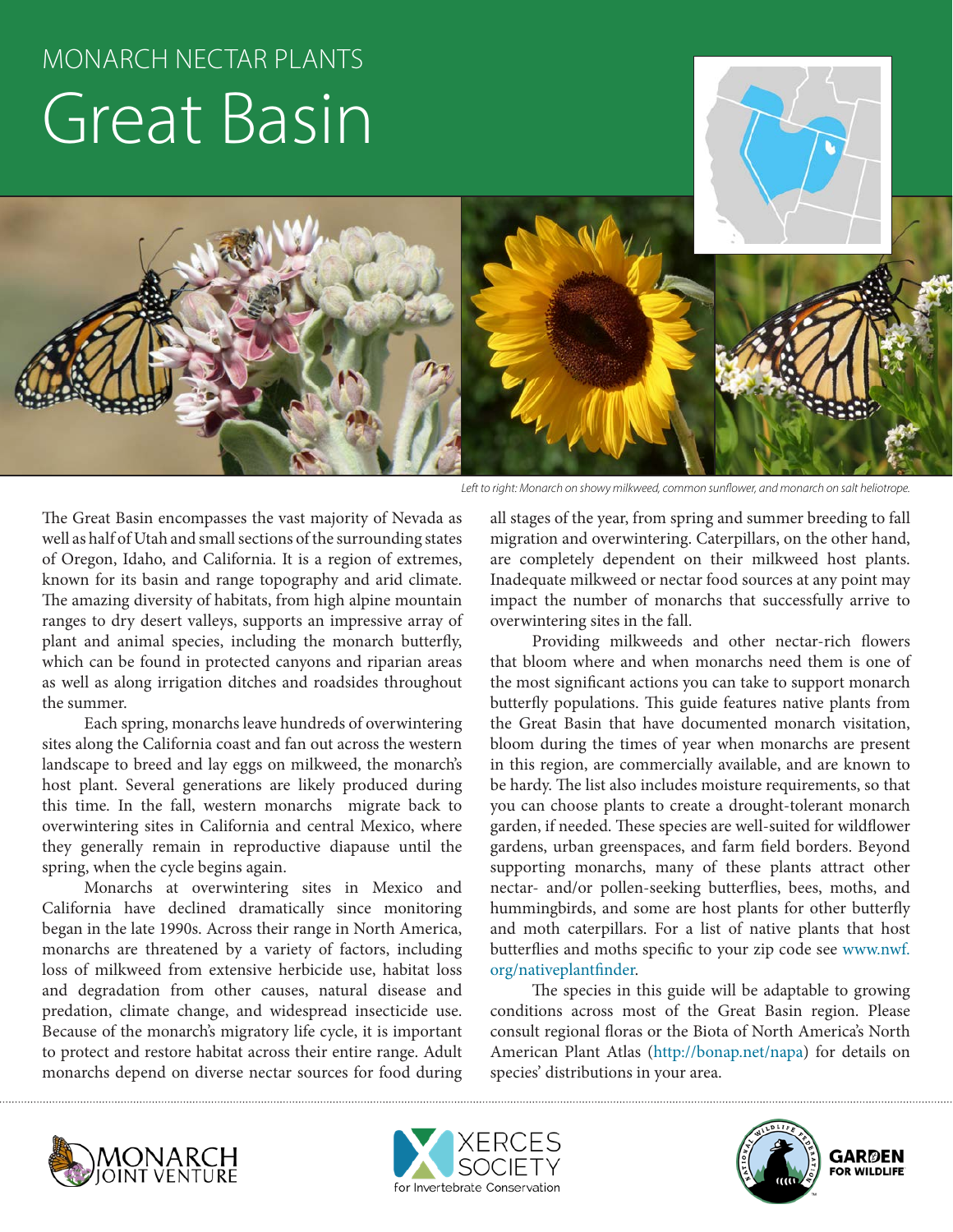MONARCH NECTAR PLANTS

# Great Basin

*Left to right: Monarch on showy milkweed, common sunflower, and monarch on salt heliotrope.*

The Great Basin encompasses the vast majority of Nevada as well as half of Utah and small sections of the surrounding states of Oregon, Idaho, and California. It is a region of extremes, known for its basin and range topography and arid climate. The amazing diversity of habitats, from high alpine mountain ranges to dry desert valleys, supports an impressive array of plant and animal species, including the monarch butterfly, which can be found in protected canyons and riparian areas as well as along irrigation ditches and roadsides throughout the summer.

Each spring, monarchs leave hundreds of overwintering sites along the California coast and fan out across the western landscape to breed and lay eggs on milkweed, the monarch's host plant. Several generations are likely produced during this time. In the fall, western monarchs migrate back to overwintering sites in California and central Mexico, where they generally remain in reproductive diapause until the spring, when the cycle begins again.

Monarchs at overwintering sites in Mexico and California have declined dramatically since monitoring began in the late 1990s. Across their range in North America, monarchs are threatened by a variety of factors, including loss of milkweed from extensive herbicide use, habitat loss and degradation from other causes, natural disease and predation, climate change, and widespread insecticide use. Because of the monarch's migratory life cycle, it is important to protect and restore habitat across their entire range. Adult monarchs depend on diverse nectar sources for food during all stages of the year, from spring and summer breeding to fall migration and overwintering. Caterpillars, on the other hand, are completely dependent on their milkweed host plants. Inadequate milkweed or nectar food sources at any point may impact the number of monarchs that successfully arrive to overwintering sites in the fall.

Providing milkweeds and other nectar-rich flowers that bloom where and when monarchs need them is one of the most significant actions you can take to support monarch butterfly populations. This guide features native plants from the Great Basin that have documented monarch visitation, bloom during the times of year when monarchs are present in this region, are commercially available, and are known to be hardy. The list also includes moisture requirements, so that you can choose plants to create a drought-tolerant monarch garden, if needed. These species are well-suited for wildflower gardens, urban greenspaces, and farm field borders. Beyond supporting monarchs, many of these plants attract other nectar- and/or pollen-seeking butterflies, bees, moths, and hummingbirds, and some are host plants for other butterfly and moth caterpillars. For a list of native plants that host butterflies and moths specific to your zip code see www.nwf.org/nativeplantfinder.

The species in this guide will be adaptable to growing conditions across most of the Great Basin region. Please consult regional floras or the Biota of North America's North American Plant Atlas (http://bonap.net/napa) for details on species' distributions in your area.

MONARCH JOINT VENTURE | XERCES SOCIETY for Invertebrate Conservation | NATIONAL WILDLIFE FEDERATION GARDEN FOR WILDLIFE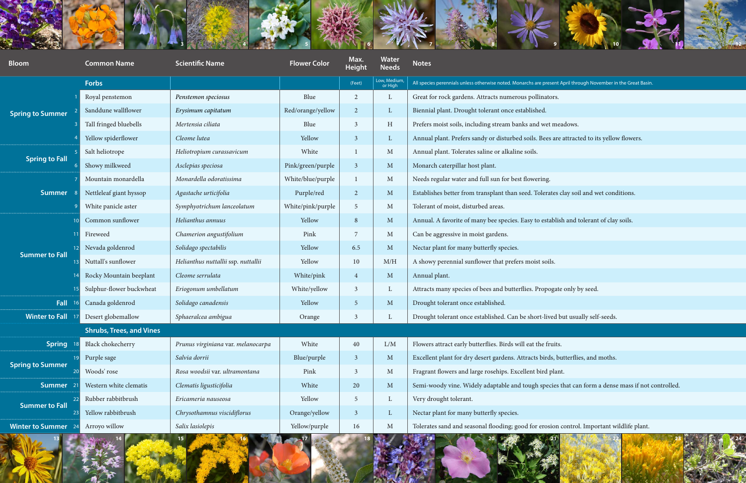| Bloom | | Common Name | Scientific Name | Flower Color | Max. Height | Water Needs | Notes |
|---|---|---|---|---|---|---|---|
| | | **Forbs** | | | (Feet) | Low, Medium, or High | All species perennials unless otherwise noted. Monarchs are present April through November in the Great Basin. |
| Spring to Summer | 1 | Royal penstemon | *Penstemon speciosus* | Blue | 2 | L | Great for rock gardens. Attracts numerous pollinators. |
| | 2 | Sanddune wallflower | *Erysimum capitatum* | Red/orange/yellow | 2 | L | Biennial plant. Drought tolerant once established. |
| | 3 | Tall fringed bluebells | *Mertensia ciliata* | Blue | 3 | H | Prefers moist soils, including stream banks and wet meadows. |
| | 4 | Yellow spiderflower | *Cleome lutea* | Yellow | 3 | L | Annual plant. Prefers sandy or disturbed soils. Bees are attracted to its yellow flowers. |
| Spring to Fall | 5 | Salt heliotrope | *Heliotropium curassavicum* | White | 1 | M | Annual plant. Tolerates saline or alkaline soils. |
| | 6 | Showy milkweed | *Asclepias speciosa* | Pink/green/purple | 3 | M | Monarch caterpillar host plant. |
| Summer | 7 | Mountain monardella | *Monardella odoratissima* | White/blue/purple | 1 | M | Needs regular water and full sun for best flowering. |
| | 8 | Nettleleaf giant hyssop | *Agastache urticifolia* | Purple/red | 2 | M | Establishes better from transplant than seed. Tolerates clay soil and wet conditions. |
| | 9 | White panicle aster | *Symphyotrichum lanceolatum* | White/pink/purple | 5 | M | Tolerant of moist, disturbed areas. |
| Summer to Fall | 10 | Common sunflower | *Helianthus annuus* | Yellow | 8 | M | Annual. A favorite of many bee species. Easy to establish and tolerant of clay soils. |
| | 11 | Fireweed | *Chamerion angustifolium* | Pink | 7 | M | Can be aggressive in moist gardens. |
| | 12 | Nevada goldenrod | *Solidago spectabilis* | Yellow | 6.5 | M | Nectar plant for many butterfly species. |
| | 13 | Nuttall's sunflower | *Helianthus nuttallii* ssp. *nuttallii* | Yellow | 10 | M/H | A showy perennial sunflower that prefers moist soils. |
| | 14 | Rocky Mountain beeplant | *Cleome serrulata* | White/pink | 4 | M | Annual plant. |
| | 15 | Sulphur-flower buckwheat | *Eriogonum umbellatum* | White/yellow | 3 | L | Attracts many species of bees and butterflies. Propogate only by seed. |
| Fall | 16 | Canada goldenrod | *Solidago canadensis* | Yellow | 5 | M | Drought tolerant once established. |
| Winter to Fall | 17 | Desert globemallow | *Sphaeralcea ambigua* | Orange | 3 | L | Drought tolerant once established. Can be short-lived but usually self-seeds. |
| | | **Shrubs, Trees, and Vines** | | | | | |
| Spring | 18 | Black chokecherry | *Prunus virginiana* var. *melanocarpa* | White | 40 | L/M | Flowers attract early butterflies. Birds will eat the fruits. |
| Spring to Summer | 19 | Purple sage | *Salvia dorrii* | Blue/purple | 3 | M | Excellent plant for dry desert gardens. Attracts birds, butterflies, and moths. |
| | 20 | Woods' rose | *Rosa woodsii* var. *ultramontana* | Pink | 3 | M | Fragrant flowers and large rosehips. Excellent bird plant. |
| Summer | 21 | Western white clematis | *Clematis ligusticifolia* | White | 20 | M | Semi-woody vine. Widely adaptable and tough species that can form a dense mass if not controlled. |
| Summer to Fall | 22 | Rubber rabbitbrush | *Ericameria nauseosa* | Yellow | 5 | L | Very drought tolerant. |
| | 23 | Yellow rabbitbrush | *Chrysothamnus viscidiflorus* | Orange/yellow | 3 | L | Nectar plant for many butterfly species. |
| Winter to Summer | 24 | Arroyo willow | *Salix lasiolepis* | Yellow/purple | 16 | M | Tolerates sand and seasonal flooding; good for erosion control. Important wildlife plant. |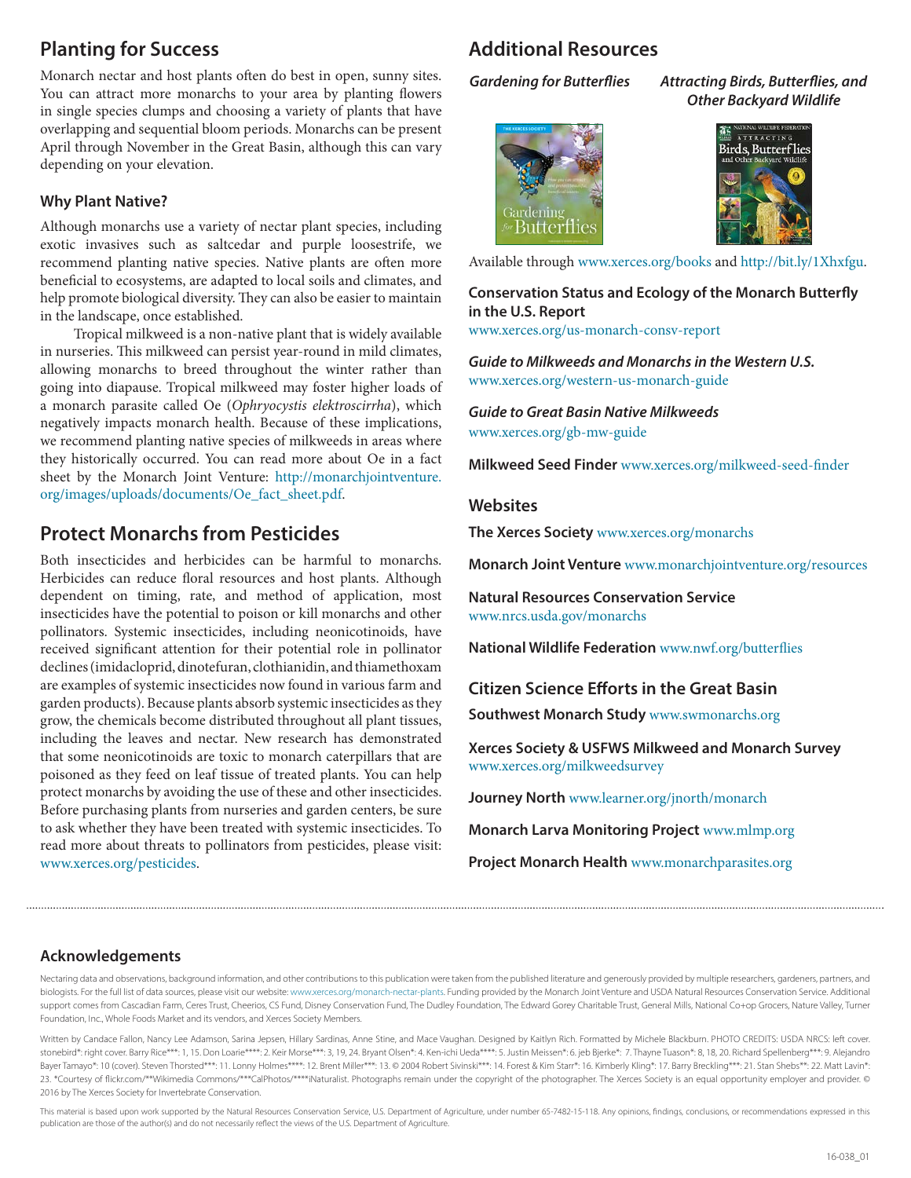## Planting for Success

Monarch nectar and host plants often do best in open, sunny sites. You can attract more monarchs to your area by planting flowers in single species clumps and choosing a variety of plants that have overlapping and sequential bloom periods. Monarchs can be present April through November in the Great Basin, although this can vary depending on your elevation.

### Why Plant Native?

Although monarchs use a variety of nectar plant species, including exotic invasives such as saltcedar and purple loosestrife, we recommend planting native species. Native plants are often more beneficial to ecosystems, are adapted to local soils and climates, and help promote biological diversity. They can also be easier to maintain in the landscape, once established.

Tropical milkweed is a non-native plant that is widely available in nurseries. This milkweed can persist year-round in mild climates, allowing monarchs to breed throughout the winter rather than going into diapause. Tropical milkweed may foster higher loads of a monarch parasite called Oe (*Ophryocystis elektroscirrha*), which negatively impacts monarch health. Because of these implications, we recommend planting native species of milkweeds in areas where they historically occurred. You can read more about Oe in a fact sheet by the Monarch Joint Venture: http://monarchjointventure.org/images/uploads/documents/Oe_fact_sheet.pdf.

## Protect Monarchs from Pesticides

Both insecticides and herbicides can be harmful to monarchs. Herbicides can reduce floral resources and host plants. Although dependent on timing, rate, and method of application, most insecticides have the potential to poison or kill monarchs and other pollinators. Systemic insecticides, including neonicotinoids, have received significant attention for their potential role in pollinator declines (imidacloprid, dinotefuran, clothianidin, and thiamethoxam are examples of systemic insecticides now found in various farm and garden products). Because plants absorb systemic insecticides as they grow, the chemicals become distributed throughout all plant tissues, including the leaves and nectar. New research has demonstrated that some neonicotinoids are toxic to monarch caterpillars that are poisoned as they feed on leaf tissue of treated plants. You can help protect monarchs by avoiding the use of these and other insecticides. Before purchasing plants from nurseries and garden centers, be sure to ask whether they have been treated with systemic insecticides. To read more about threats to pollinators from pesticides, please visit: www.xerces.org/pesticides.

## Additional Resources

***Gardening for Butterflies***

***Attracting Birds, Butterflies, and Other Backyard Wildlife***

Available through www.xerces.org/books and http://bit.ly/1Xhxfgu.

**Conservation Status and Ecology of the Monarch Butterfly in the U.S. Report**
www.xerces.org/us-monarch-consv-report

***Guide to Milkweeds and Monarchs in the Western U.S.***
www.xerces.org/western-us-monarch-guide

***Guide to Great Basin Native Milkweeds***
www.xerces.org/gb-mw-guide

**Milkweed Seed Finder** www.xerces.org/milkweed-seed-finder

## Websites

**The Xerces Society** www.xerces.org/monarchs

**Monarch Joint Venture** www.monarchjointventure.org/resources

**Natural Resources Conservation Service**
www.nrcs.usda.gov/monarchs

**National Wildlife Federation** www.nwf.org/butterflies

## Citizen Science Efforts in the Great Basin

**Southwest Monarch Study** www.swmonarchs.org

**Xerces Society & USFWS Milkweed and Monarch Survey**
www.xerces.org/milkweedsurvey

**Journey North** www.learner.org/jnorth/monarch

**Monarch Larva Monitoring Project** www.mlmp.org

**Project Monarch Health** www.monarchparasites.org

## Acknowledgements

Nectaring data and observations, background information, and other contributions to this publication were taken from the published literature and generously provided by multiple researchers, gardeners, partners, and biologists. For the full list of data sources, please visit our website: www.xerces.org/monarch-nectar-plants. Funding provided by the Monarch Joint Venture and USDA Natural Resources Conservation Service. Additional support comes from Cascadian Farm, Ceres Trust, Cheerios, CS Fund, Disney Conservation Fund, The Dudley Foundation, The Edward Gorey Charitable Trust, General Mills, National Co+op Grocers, Nature Valley, Turner Foundation, Inc., Whole Foods Market and its vendors, and Xerces Society Members.

Written by Candace Fallon, Nancy Lee Adamson, Sarina Jepsen, Hillary Sardinas, Anne Stine, and Mace Vaughan. Designed by Kaitlyn Rich. Formatted by Michele Blackburn. PHOTO CREDITS: USDA NRCS: left cover. stonebird*: right cover. Barry Rice***: 1, 15. Don Loarie****: 2. Keir Morse***: 3, 19, 24. Bryant Olsen*: 4. Ken-ichi Ueda****: 5. Justin Meissen*: 6. jeb Bjerke*: 7. Thayne Tuason*: 8, 18, 20. Richard Spellenberg***: 9. Alejandro Bayer Tamayo*: 10 (cover). Steven Thorsted***: 11. Lonny Holmes****: 12. Brent Miller***: 13. © 2004 Robert Sivinski***: 14. Forest & Kim Starr*: 16. Kimberly Kling*: 17. Barry Breckling***: 21. Stan Shebs**: 22. Matt Lavin*: 23. *Courtesy of flickr.com/**Wikimedia Commons/***CalPhotos/****iNaturalist. Photographs remain under the copyright of the photographer. The Xerces Society is an equal opportunity employer and provider. © 2016 by The Xerces Society for Invertebrate Conservation.

This material is based upon work supported by the Natural Resources Conservation Service, U.S. Department of Agriculture, under number 65-7482-15-118. Any opinions, findings, conclusions, or recommendations expressed in this publication are those of the author(s) and do not necessarily reflect the views of the U.S. Department of Agriculture.

16-038_01